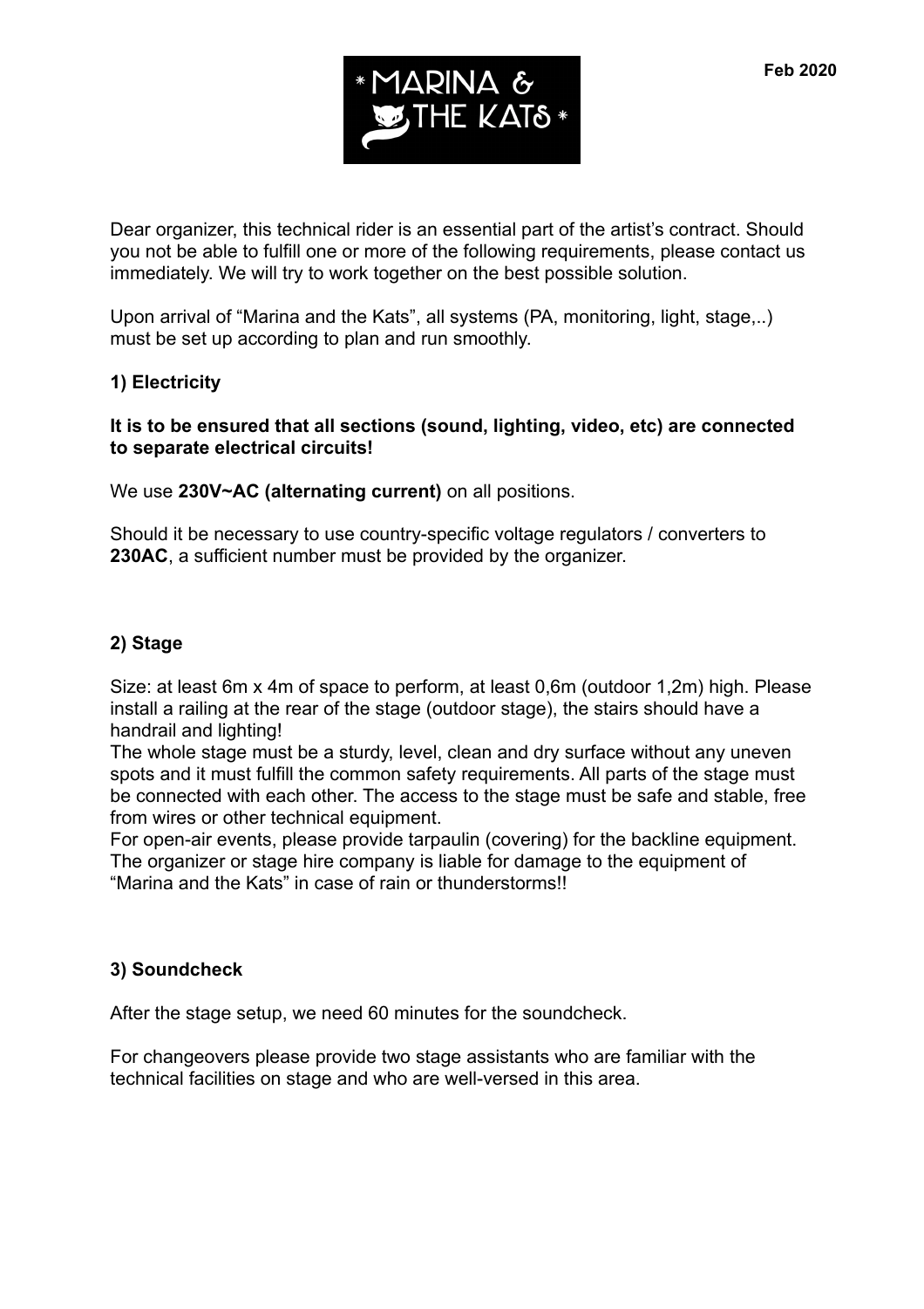# * MARINA & THE KATS *

**Feb 2020**

Dear organizer, this technical rider is an essential part of the artist's contract. Should you not be able to fulfill one or more of the following requirements, please contact us immediately. We will try to work together on the best possible solution.

Upon arrival of "Marina and the Kats", all systems (PA, monitoring, light, stage,..) must be set up according to plan and run smoothly.

## 1) Electricity

**It is to be ensured that all sections (sound, lighting, video, etc) are connected to separate electrical circuits!**

We use **230V~AC (alternating current)** on all positions.

Should it be necessary to use country-specific voltage regulators / converters to **230AC**, a sufficient number must be provided by the organizer.

## 2) Stage

Size: at least 6m x 4m of space to perform, at least 0,6m (outdoor 1,2m) high. Please install a railing at the rear of the stage (outdoor stage), the stairs should have a handrail and lighting!
The whole stage must be a sturdy, level, clean and dry surface without any uneven spots and it must fulfill the common safety requirements. All parts of the stage must be connected with each other. The access to the stage must be safe and stable, free from wires or other technical equipment.
For open-air events, please provide tarpaulin (covering) for the backline equipment. The organizer or stage hire company is liable for damage to the equipment of "Marina and the Kats" in case of rain or thunderstorms!!

## 3) Soundcheck

After the stage setup, we need 60 minutes for the soundcheck.

For changeovers please provide two stage assistants who are familiar with the technical facilities on stage and who are well-versed in this area.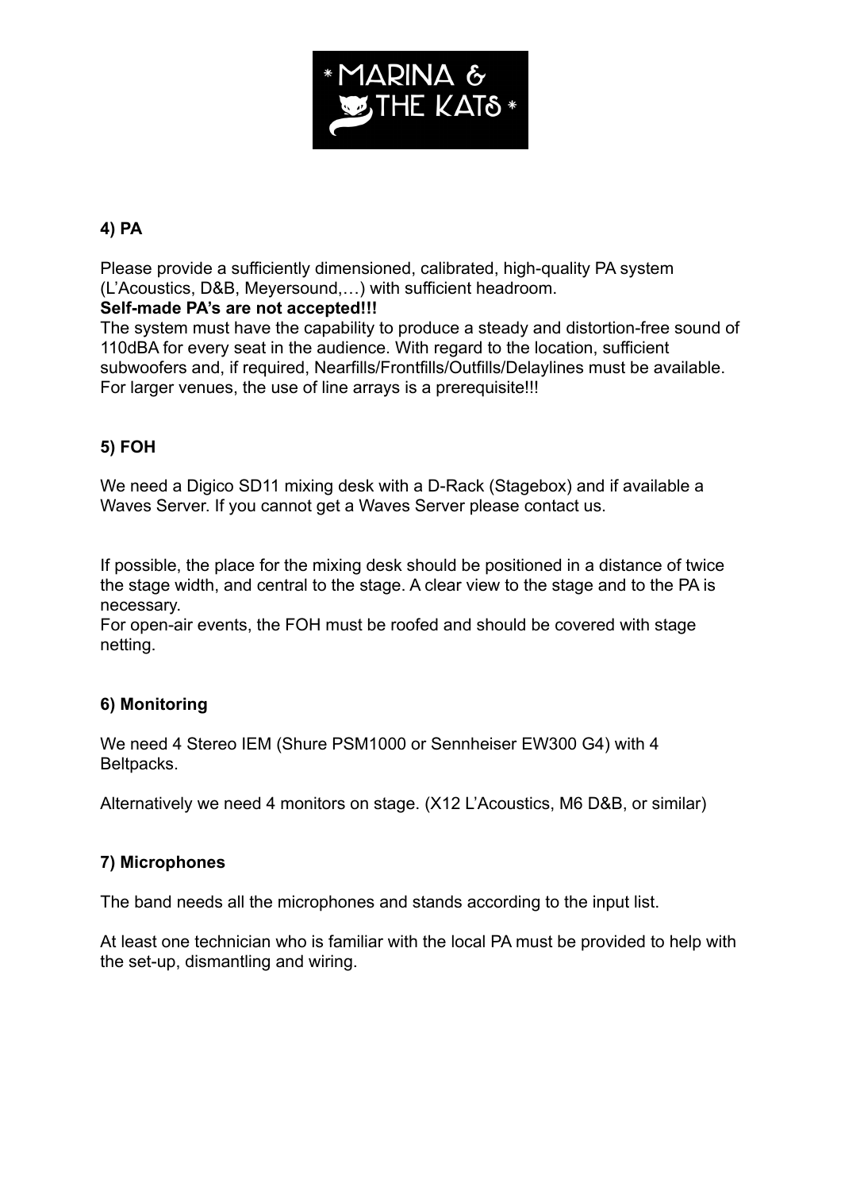### 4) PA

Please provide a sufficiently dimensioned, calibrated, high-quality PA system (L'Acoustics, D&B, Meyersound,…) with sufficient headroom.
**Self-made PA's are not accepted!!!**
The system must have the capability to produce a steady and distortion-free sound of 110dBA for every seat in the audience. With regard to the location, sufficient subwoofers and, if required, Nearfills/Frontfills/Outfills/Delaylines must be available. For larger venues, the use of line arrays is a prerequisite!!!

### 5) FOH

We need a Digico SD11 mixing desk with a D-Rack (Stagebox) and if available a Waves Server. If you cannot get a Waves Server please contact us.

If possible, the place for the mixing desk should be positioned in a distance of twice the stage width, and central to the stage. A clear view to the stage and to the PA is necessary.
For open-air events, the FOH must be roofed and should be covered with stage netting.

### 6) Monitoring

We need 4 Stereo IEM (Shure PSM1000 or Sennheiser EW300 G4) with 4 Beltpacks.

Alternatively we need 4 monitors on stage. (X12 L'Acoustics, M6 D&B, or similar)

### 7) Microphones

The band needs all the microphones and stands according to the input list.

At least one technician who is familiar with the local PA must be provided to help with the set-up, dismantling and wiring.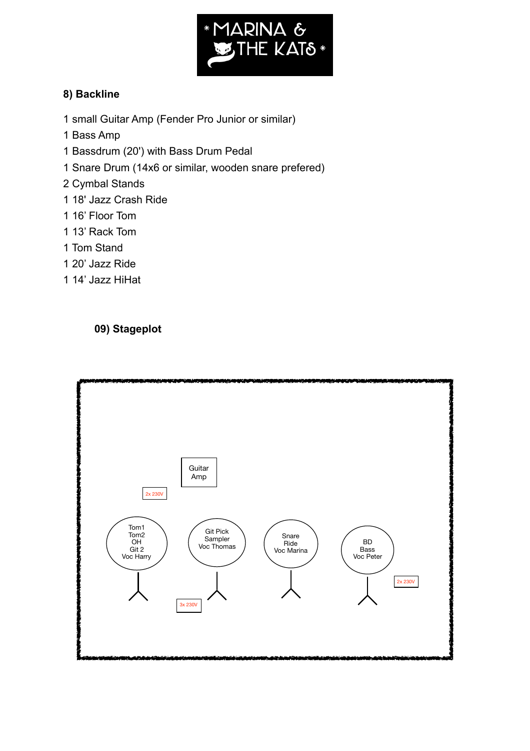**MARINA & THE KATS**

## 8) Backline

1 small Guitar Amp (Fender Pro Junior or similar)
1 Bass Amp
1 Bassdrum (20') with Bass Drum Pedal
1 Snare Drum (14x6 or similar, wooden snare prefered)
2 Cymbal Stands
1 18' Jazz Crash Ride
1 16' Floor Tom
1 13' Rack Tom
1 Tom Stand
1 20' Jazz Ride
1 14' Jazz HiHat

## 09) Stageplot

Guitar Amp

2x 230V

Tom1
Tom2
OH
Git 2
Voc Harry

Git Pick
Sampler
Voc Thomas

Snare
Ride
Voc Marina

BD
Bass
Voc Peter

3x 230V

2x 230V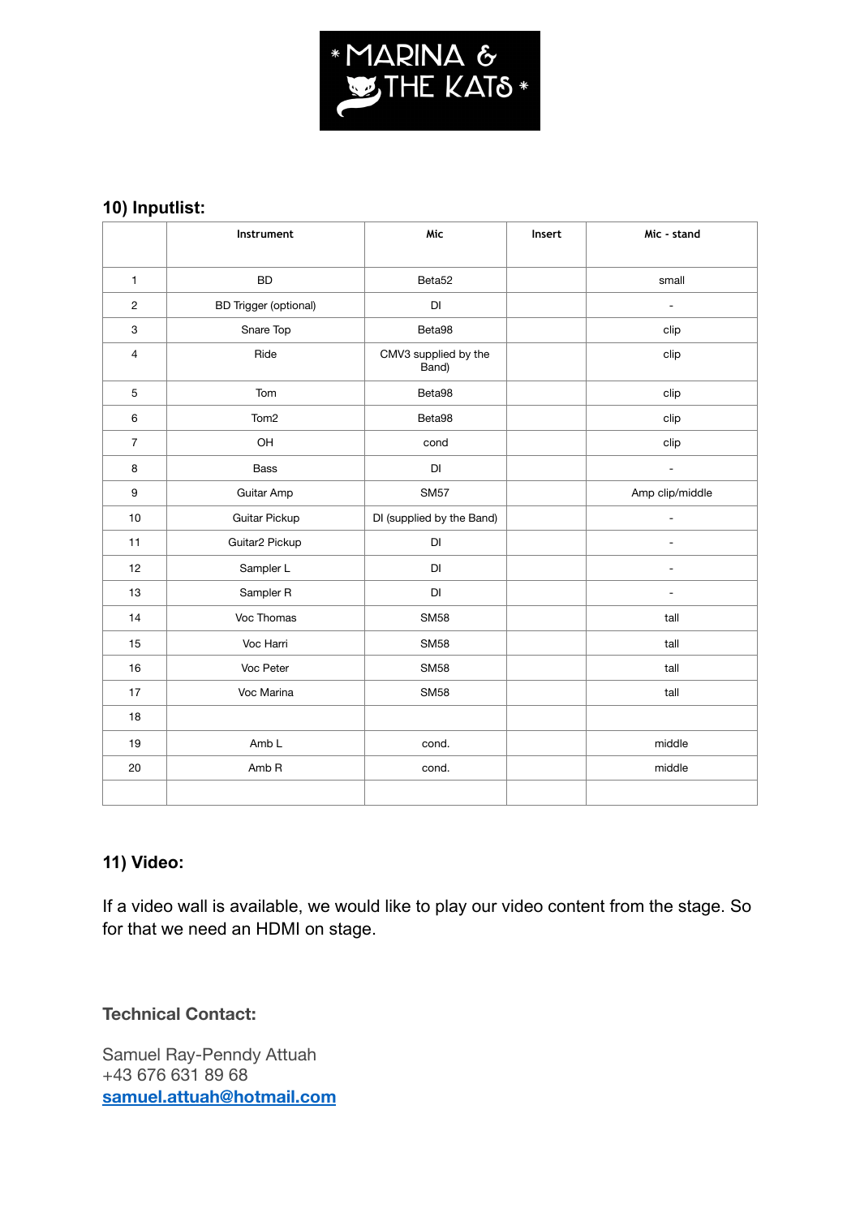# MARINA & THE KATS

## 10) Inputlist:

| | Instrument | Mic | Insert | Mic - stand |
|---|---|---|---|---|
| 1 | BD | Beta52 | | small |
| 2 | BD Trigger (optional) | DI | | - |
| 3 | Snare Top | Beta98 | | clip |
| 4 | Ride | CMV3 supplied by the Band) | | clip |
| 5 | Tom | Beta98 | | clip |
| 6 | Tom2 | Beta98 | | clip |
| 7 | OH | cond | | clip |
| 8 | Bass | DI | | - |
| 9 | Guitar Amp | SM57 | | Amp clip/middle |
| 10 | Guitar Pickup | DI (supplied by the Band) | | - |
| 11 | Guitar2 Pickup | DI | | - |
| 12 | Sampler L | DI | | - |
| 13 | Sampler R | DI | | - |
| 14 | Voc Thomas | SM58 | | tall |
| 15 | Voc Harri | SM58 | | tall |
| 16 | Voc Peter | SM58 | | tall |
| 17 | Voc Marina | SM58 | | tall |
| 18 | | | | |
| 19 | Amb L | cond. | | middle |
| 20 | Amb R | cond. | | middle |
| | | | | |

## 11) Video:

If a video wall is available, we would like to play our video content from the stage. So for that we need an HDMI on stage.

**Technical Contact:**

Samuel Ray-Penndy Attuah
+43 676 631 89 68
samuel.attuah@hotmail.com